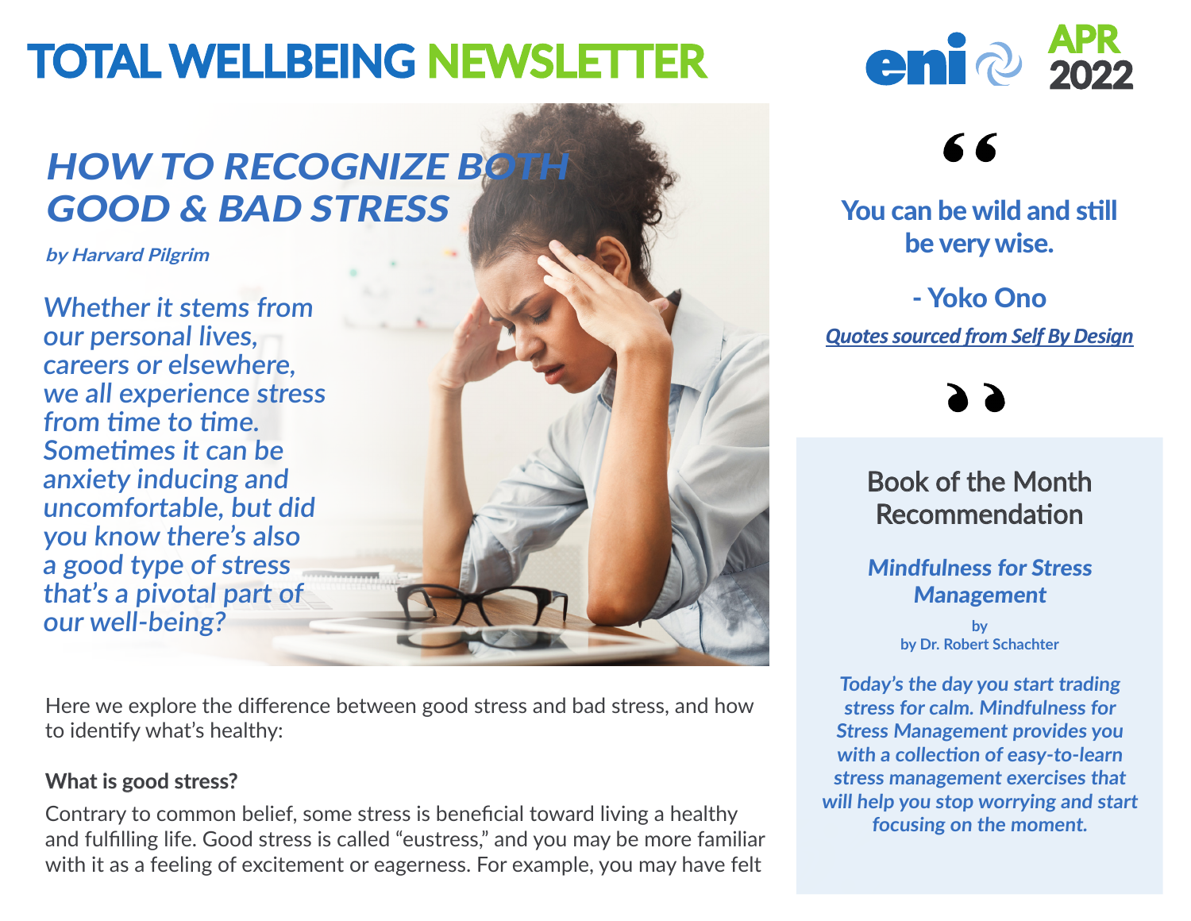# TOTAL WELLBEING NEWSLETTER

eni **APR 2022**

## *HOW TO RECOGNIZE BOTH GOOD & BAD STRESS*

***by Harvard Pilgrim***

*Whether it stems from our personal lives, careers or elsewhere, we all experience stress from time to time. Sometimes it can be anxiety inducing and uncomfortable, but did you know there's also a good type of stress that's a pivotal part of our well-being?*

Here we explore the difference between good stress and bad stress, and how to identify what's healthy:

**What is good stress?**

Contrary to common belief, some stress is beneficial toward living a healthy and fulfilling life. Good stress is called "eustress," and you may be more familiar with it as a feeling of excitement or eagerness. For example, you may have felt

---

> **You can be wild and still be very wise.**
>
> **- Yoko Ono**
>
> ***Quotes sourced from Self By Design***

### Book of the Month Recommendation

***Mindfulness for Stress Management***

**by**
**by Dr. Robert Schachter**

***Today's the day you start trading stress for calm. Mindfulness for Stress Management provides you with a collection of easy-to-learn stress management exercises that will help you stop worrying and start focusing on the moment.***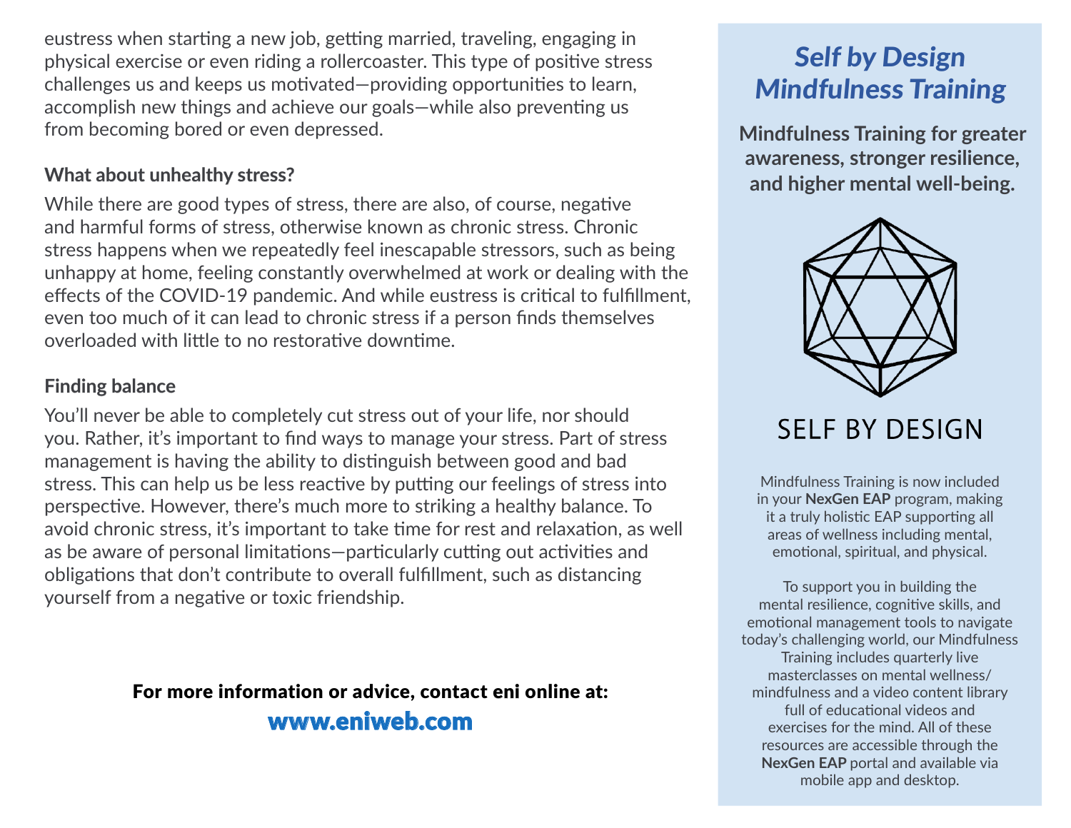eustress when starting a new job, getting married, traveling, engaging in physical exercise or even riding a rollercoaster. This type of positive stress challenges us and keeps us motivated—providing opportunities to learn, accomplish new things and achieve our goals—while also preventing us from becoming bored or even depressed.

### What about unhealthy stress?

While there are good types of stress, there are also, of course, negative and harmful forms of stress, otherwise known as chronic stress. Chronic stress happens when we repeatedly feel inescapable stressors, such as being unhappy at home, feeling constantly overwhelmed at work or dealing with the effects of the COVID-19 pandemic. And while eustress is critical to fulfillment, even too much of it can lead to chronic stress if a person finds themselves overloaded with little to no restorative downtime.

### Finding balance

You'll never be able to completely cut stress out of your life, nor should you. Rather, it's important to find ways to manage your stress. Part of stress management is having the ability to distinguish between good and bad stress. This can help us be less reactive by putting our feelings of stress into perspective. However, there's much more to striking a healthy balance. To avoid chronic stress, it's important to take time for rest and relaxation, as well as be aware of personal limitations—particularly cutting out activities and obligations that don't contribute to overall fulfillment, such as distancing yourself from a negative or toxic friendship.

**For more information or advice, contact eni online at:**
**www.eniweb.com**

## *Self by Design Mindfulness Training*

**Mindfulness Training for greater awareness, stronger resilience, and higher mental well-being.**

SELF BY DESIGN

Mindfulness Training is now included in your **NexGen EAP** program, making it a truly holistic EAP supporting all areas of wellness including mental, emotional, spiritual, and physical.

To support you in building the mental resilience, cognitive skills, and emotional management tools to navigate today's challenging world, our Mindfulness Training includes quarterly live masterclasses on mental wellness/mindfulness and a video content library full of educational videos and exercises for the mind. All of these resources are accessible through the **NexGen EAP** portal and available via mobile app and desktop.